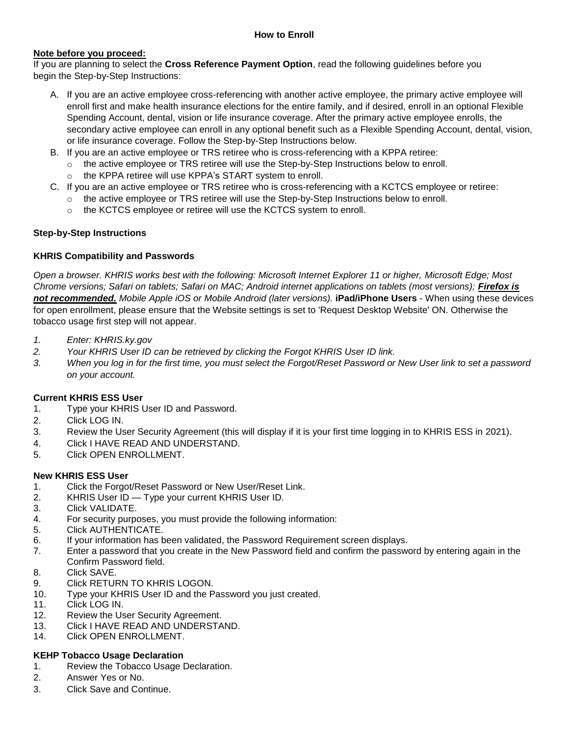## How to Enroll

**Note before you proceed:**

If you are planning to select the **Cross Reference Payment Option**, read the following guidelines before you begin the Step-by-Step Instructions:

A. If you are an active employee cross-referencing with another active employee, the primary active employee will enroll first and make health insurance elections for the entire family, and if desired, enroll in an optional Flexible Spending Account, dental, vision or life insurance coverage. After the primary active employee enrolls, the secondary active employee can enroll in any optional benefit such as a Flexible Spending Account, dental, vision, or life insurance coverage. Follow the Step-by-Step Instructions below.

B. If you are an active employee or TRS retiree who is cross-referencing with a KPPA retiree:
   - the active employee or TRS retiree will use the Step-by-Step Instructions below to enroll.
   - the KPPA retiree will use KPPA's START system to enroll.

C. If you are an active employee or TRS retiree who is cross-referencing with a KCTCS employee or retiree:
   - the active employee or TRS retiree will use the Step-by-Step Instructions below to enroll.
   - the KCTCS employee or retiree will use the KCTCS system to enroll.

### Step-by-Step Instructions

#### KHRIS Compatibility and Passwords

*Open a browser. KHRIS works best with the following: Microsoft Internet Explorer 11 or higher, Microsoft Edge; Most Chrome versions; Safari on tablets; Safari on MAC; Android internet applications on tablets (most versions);* ***Firefox is not recommended.*** *Mobile Apple iOS or Mobile Android (later versions).* **iPad/iPhone Users** - When using these devices for open enrollment, please ensure that the Website settings is set to 'Request Desktop Website' ON. Otherwise the tobacco usage first step will not appear.

1. *Enter: KHRIS.ky.gov*
2. *Your KHRIS User ID can be retrieved by clicking the Forgot KHRIS User ID link.*
3. *When you log in for the first time, you must select the Forgot/Reset Password or New User link to set a password on your account.*

#### Current KHRIS ESS User

1. Type your KHRIS User ID and Password.
2. Click LOG IN.
3. Review the User Security Agreement (this will display if it is your first time logging in to KHRIS ESS in 2021).
4. Click I HAVE READ AND UNDERSTAND.
5. Click OPEN ENROLLMENT.

#### New KHRIS ESS User

1. Click the Forgot/Reset Password or New User/Reset Link.
2. KHRIS User ID — Type your current KHRIS User ID.
3. Click VALIDATE.
4. For security purposes, you must provide the following information:
5. Click AUTHENTICATE.
6. If your information has been validated, the Password Requirement screen displays.
7. Enter a password that you create in the New Password field and confirm the password by entering again in the Confirm Password field.
8. Click SAVE.
9. Click RETURN TO KHRIS LOGON.
10. Type your KHRIS User ID and the Password you just created.
11. Click LOG IN.
12. Review the User Security Agreement.
13. Click I HAVE READ AND UNDERSTAND.
14. Click OPEN ENROLLMENT.

#### KEHP Tobacco Usage Declaration

1. Review the Tobacco Usage Declaration.
2. Answer Yes or No.
3. Click Save and Continue.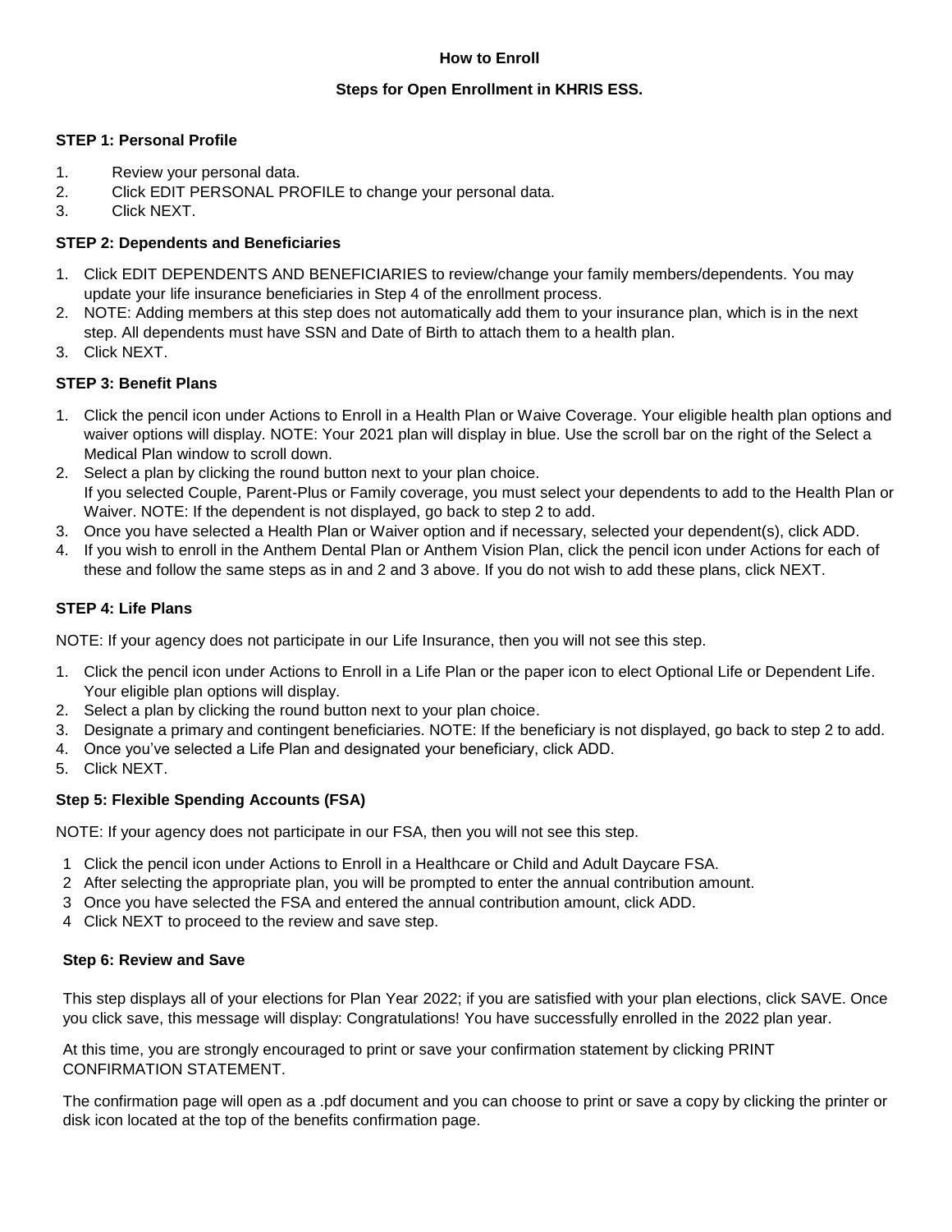**How to Enroll**

**Steps for Open Enrollment in KHRIS ESS.**

**STEP 1: Personal Profile**

1. Review your personal data.
2. Click EDIT PERSONAL PROFILE to change your personal data.
3. Click NEXT.

**STEP 2: Dependents and Beneficiaries**

1. Click EDIT DEPENDENTS AND BENEFICIARIES to review/change your family members/dependents. You may update your life insurance beneficiaries in Step 4 of the enrollment process.
2. NOTE: Adding members at this step does not automatically add them to your insurance plan, which is in the next step. All dependents must have SSN and Date of Birth to attach them to a health plan.
3. Click NEXT.

**STEP 3: Benefit Plans**

1. Click the pencil icon under Actions to Enroll in a Health Plan or Waive Coverage. Your eligible health plan options and waiver options will display. NOTE: Your 2021 plan will display in blue. Use the scroll bar on the right of the Select a Medical Plan window to scroll down.
2. Select a plan by clicking the round button next to your plan choice.
   If you selected Couple, Parent-Plus or Family coverage, you must select your dependents to add to the Health Plan or Waiver. NOTE: If the dependent is not displayed, go back to step 2 to add.
3. Once you have selected a Health Plan or Waiver option and if necessary, selected your dependent(s), click ADD.
4. If you wish to enroll in the Anthem Dental Plan or Anthem Vision Plan, click the pencil icon under Actions for each of these and follow the same steps as in and 2 and 3 above. If you do not wish to add these plans, click NEXT.

**STEP 4: Life Plans**

NOTE: If your agency does not participate in our Life Insurance, then you will not see this step.

1. Click the pencil icon under Actions to Enroll in a Life Plan or the paper icon to elect Optional Life or Dependent Life. Your eligible plan options will display.
2. Select a plan by clicking the round button next to your plan choice.
3. Designate a primary and contingent beneficiaries. NOTE: If the beneficiary is not displayed, go back to step 2 to add.
4. Once you've selected a Life Plan and designated your beneficiary, click ADD.
5. Click NEXT.

**Step 5: Flexible Spending Accounts (FSA)**

NOTE: If your agency does not participate in our FSA, then you will not see this step.

1. Click the pencil icon under Actions to Enroll in a Healthcare or Child and Adult Daycare FSA.
2. After selecting the appropriate plan, you will be prompted to enter the annual contribution amount.
3. Once you have selected the FSA and entered the annual contribution amount, click ADD.
4. Click NEXT to proceed to the review and save step.

**Step 6: Review and Save**

This step displays all of your elections for Plan Year 2022; if you are satisfied with your plan elections, click SAVE. Once you click save, this message will display: Congratulations! You have successfully enrolled in the 2022 plan year.

At this time, you are strongly encouraged to print or save your confirmation statement by clicking PRINT CONFIRMATION STATEMENT.

The confirmation page will open as a .pdf document and you can choose to print or save a copy by clicking the printer or disk icon located at the top of the benefits confirmation page.